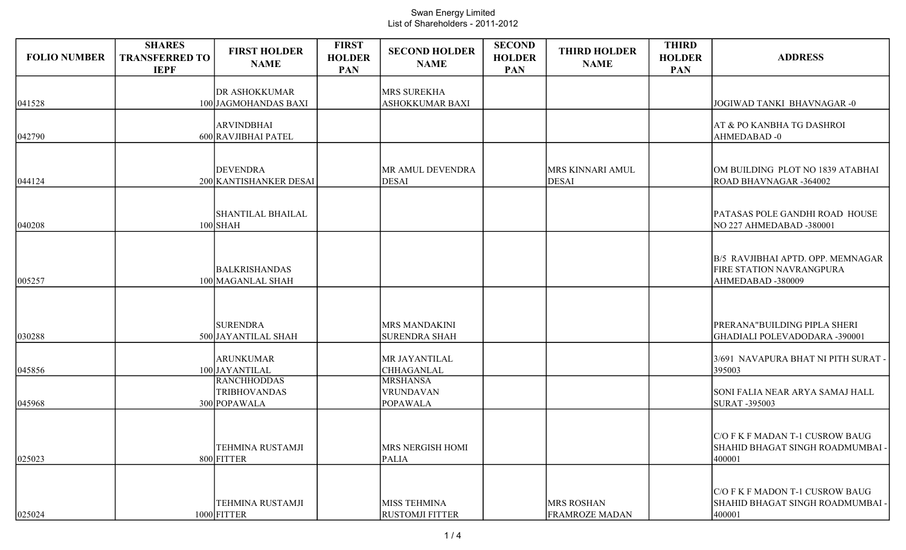# Swan Energy Limited

## List of Shareholders - 2011-2012

| FOLIO NUMBER | SHARES TRANSFERRED TO IEPF | FIRST HOLDER NAME | FIRST HOLDER PAN | SECOND HOLDER NAME | SECOND HOLDER PAN | THIRD HOLDER NAME | THIRD HOLDER PAN | ADDRESS |
|---|---|---|---|---|---|---|---|---|
| 041528 | 100 | DR ASHOKKUMAR JAGMOHANDAS BAXI | | MRS SUREKHA ASHOKKUMAR BAXI | | | | JOGIWAD TANKI BHAVNAGAR -0 |
| 042790 | 600 | ARVINDBHAI RAVJIBHAI PATEL | | | | | | AT & PO KANBHA TG DASHROI AHMEDABAD -0 |
| 044124 | 200 | DEVENDRA KANTISHANKER DESAI | | MR AMUL DEVENDRA DESAI | | MRS KINNARI AMUL DESAI | | OM BUILDING PLOT NO 1839 ATABHAI ROAD BHAVNAGAR -364002 |
| 040208 | 100 | SHANTILAL BHAILAL SHAH | | | | | | PATASAS POLE GANDHI ROAD HOUSE NO 227 AHMEDABAD -380001 |
| 005257 | 100 | BALKRISHANDAS MAGANLAL SHAH | | | | | | B/5 RAVJIBHAI APTD. OPP. MEMNAGAR FIRE STATION NAVRANGPURA AHMEDABAD -380009 |
| 030288 | 500 | SURENDRA JAYANTILAL SHAH | | MRS MANDAKINI SURENDRA SHAH | | | | PRERANA"BUILDING PIPLA SHERI GHADIALI POLEVADODARA -390001 |
| 045856 | 100 | ARUNKUMAR JAYANTILAL | | MR JAYANTILAL CHHAGANLAL | | | | 3/691 NAVAPURA BHAT NI PITH SURAT -395003 |
| 045968 | 300 | RANCHHODDAS TRIBHOVANDAS POPAWALA | | MRSHANSA VRUNDAVAN POPAWALA | | | | SONI FALIA NEAR ARYA SAMAJ HALL SURAT -395003 |
| 025023 | 800 | TEHMINA RUSTAMJI FITTER | | MRS NERGISH HOMI PALIA | | | | C/O F K F MADAN T-1 CUSROW BAUG SHAHID BHAGAT SINGH ROADMUMBAI -400001 |
| 025024 | 1000 | TEHMINA RUSTAMJI FITTER | | MISS TEHMINA RUSTOMJI FITTER | | MRS ROSHAN FRAMROZE MADAN | | C/O F K F MADON T-1 CUSROW BAUG SHAHID BHAGAT SINGH ROADMUMBAI -400001 |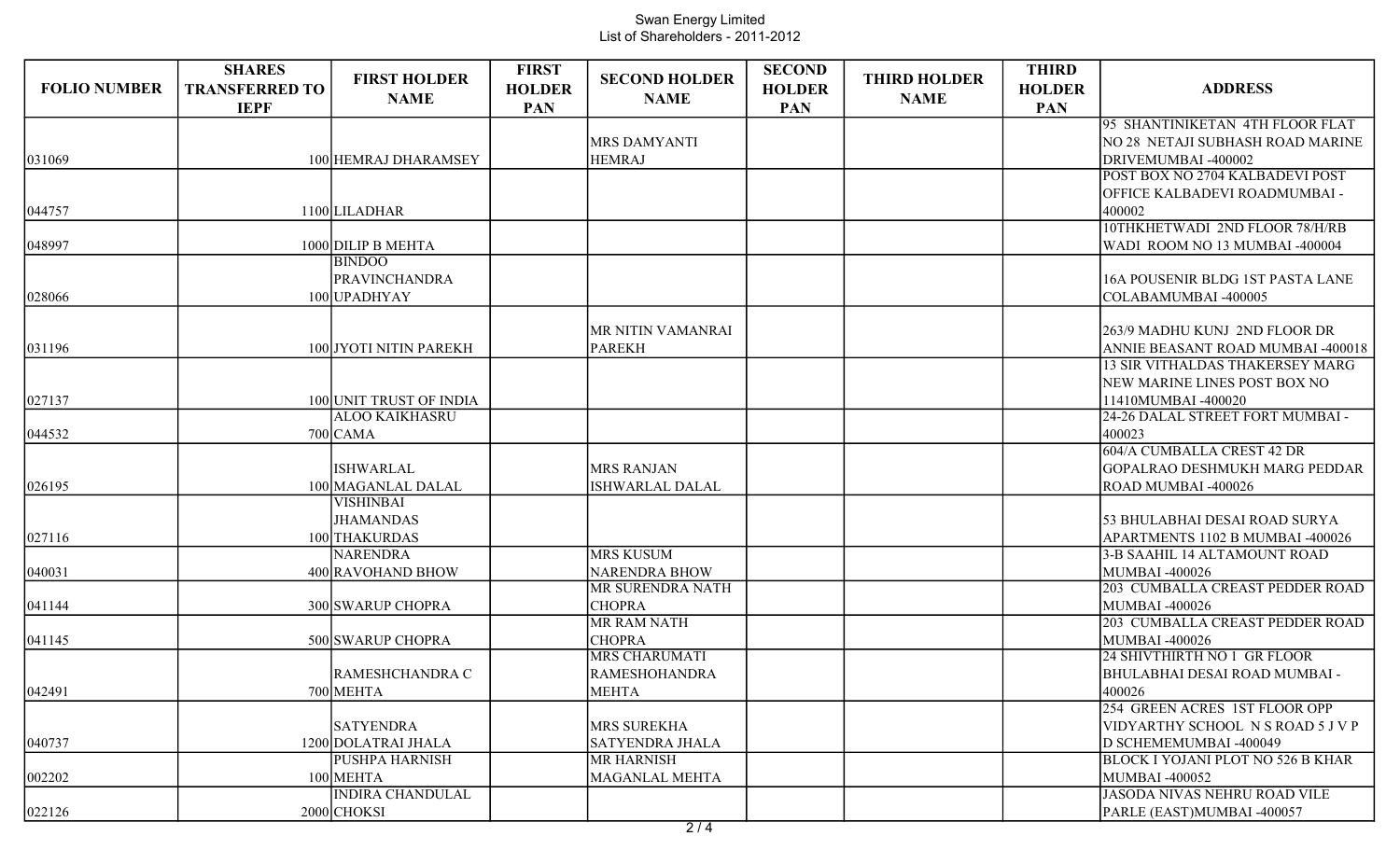Swan Energy Limited
List of Shareholders - 2011-2012

| FOLIO NUMBER | SHARES TRANSFERRED TO IEPF | FIRST HOLDER NAME | FIRST HOLDER PAN | SECOND HOLDER NAME | SECOND HOLDER PAN | THIRD HOLDER NAME | THIRD HOLDER PAN | ADDRESS |
|---|---|---|---|---|---|---|---|---|
| 031069 | 100 | HEMRAJ DHARAMSEY | | MRS DAMYANTI HEMRAJ | | | | 95 SHANTINIKETAN 4TH FLOOR FLAT NO 28 NETAJI SUBHASH ROAD MARINE DRIVEMUMBAI -400002 |
| 044757 | 1100 | LILADHAR | | | | | | POST BOX NO 2704 KALBADEVI POST OFFICE KALBADEVI ROADMUMBAI - 400002 |
| 048997 | 1000 | DILIP B MEHTA | | | | | | 10THKHETWADI 2ND FLOOR 78/H/RB WADI ROOM NO 13 MUMBAI -400004 |
| 028066 | 100 | BINDOO PRAVINCHANDRA UPADHYAY | | | | | | 16A POUSENIR BLDG 1ST PASTA LANE COLABAMUMBAI -400005 |
| 031196 | 100 | JYOTI NITIN PAREKH | | MR NITIN VAMANRAI PAREKH | | | | 263/9 MADHU KUNJ 2ND FLOOR DR ANNIE BEASANT ROAD MUMBAI -400018 |
| 027137 | 100 | UNIT TRUST OF INDIA | | | | | | 13 SIR VITHALDAS THAKERSEY MARG NEW MARINE LINES POST BOX NO 11410MUMBAI -400020 |
| 044532 | 700 | ALOO KAIKHASRU CAMA | | | | | | 24-26 DALAL STREET FORT MUMBAI - 400023 |
| 026195 | 100 | ISHWARLAL MAGANLAL DALAL | | MRS RANJAN ISHWARLAL DALAL | | | | 604/A CUMBALLA CREST 42 DR GOPALRAO DESHMUKH MARG PEDDAR ROAD MUMBAI -400026 |
| 027116 | 100 | VISHINBAI JHAMANDAS THAKURDAS | | | | | | 53 BHULABHAI DESAI ROAD SURYA APARTMENTS 1102 B MUMBAI -400026 |
| 040031 | 400 | NARENDRA RAVOHAND BHOW | | MRS KUSUM NARENDRA BHOW | | | | 3-B SAAHIL 14 ALTAMOUNT ROAD MUMBAI -400026 |
| 041144 | 300 | SWARUP CHOPRA | | MR SURENDRA NATH CHOPRA | | | | 203 CUMBALLA CREAST PEDDER ROAD MUMBAI -400026 |
| 041145 | 500 | SWARUP CHOPRA | | MR RAM NATH CHOPRA | | | | 203 CUMBALLA CREAST PEDDER ROAD MUMBAI -400026 |
| 042491 | 700 | RAMESHCHANDRA C MEHTA | | MRS CHARUMATI RAMESHOHANDRA MEHTA | | | | 24 SHIVTHIRTH NO 1 GR FLOOR BHULABHAI DESAI ROAD MUMBAI - 400026 |
| 040737 | 1200 | SATYENDRA DOLATRAI JHALA | | MRS SUREKHA SATYENDRA JHALA | | | | 254 GREEN ACRES 1ST FLOOR OPP VIDYARTHY SCHOOL N S ROAD 5 J V P D SCHEMEMUMBAI -400049 |
| 002202 | 100 | PUSHPA HARNISH MEHTA | | MR HARNISH MAGANLAL MEHTA | | | | BLOCK I YOJANI PLOT NO 526 B KHAR MUMBAI -400052 |
| 022126 | 2000 | INDIRA CHANDULAL CHOKSI | | | | | | JASODA NIVAS NEHRU ROAD VILE PARLE (EAST)MUMBAI -400057 |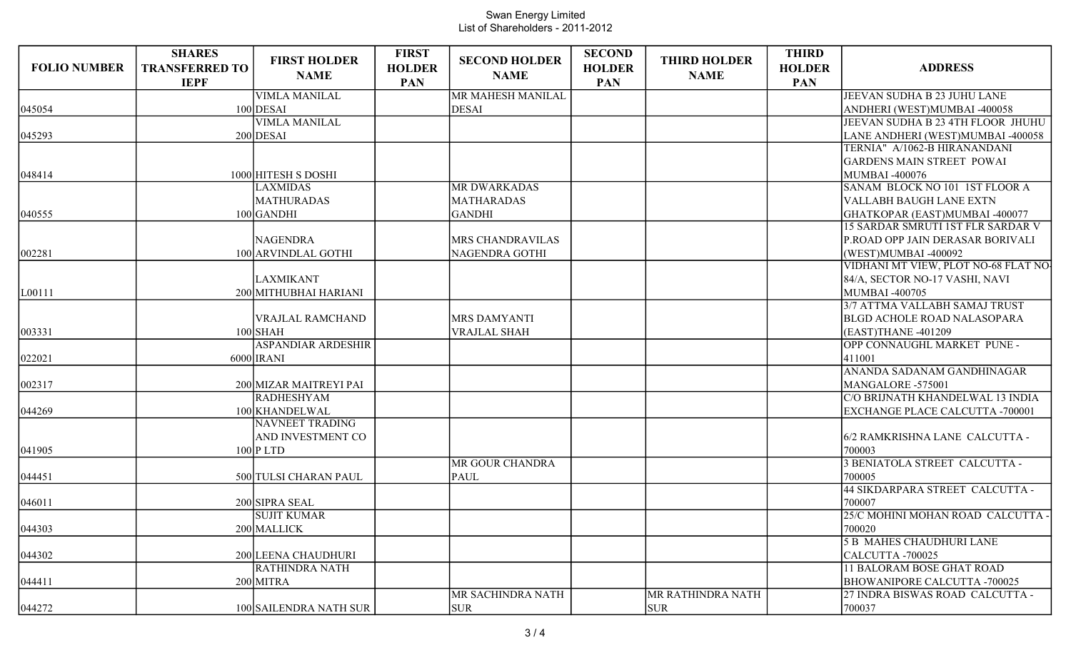Swan Energy Limited
List of Shareholders - 2011-2012

| FOLIO NUMBER | SHARES TRANSFERRED TO IEPF | FIRST HOLDER NAME | FIRST HOLDER PAN | SECOND HOLDER NAME | SECOND HOLDER PAN | THIRD HOLDER NAME | THIRD HOLDER PAN | ADDRESS |
|---|---|---|---|---|---|---|---|---|
| 045054 | 100 | VIMLA MANILAL DESAI | | MR MAHESH MANILAL DESAI | | | | JEEVAN SUDHA B 23 JUHU LANE ANDHERI (WEST)MUMBAI -400058 |
| 045293 | 200 | VIMLA MANILAL DESAI | | | | | | JEEVAN SUDHA B 23 4TH FLOOR JHUHU LANE ANDHERI (WEST)MUMBAI -400058 |
| 048414 | 1000 | HITESH S DOSHI | | | | | | TERNIA" A/1062-B HIRANANDANI GARDENS MAIN STREET POWAI MUMBAI -400076 |
| 040555 | 100 | LAXMIDAS MATHURADAS GANDHI | | MR DWARKADAS MATHARADAS GANDHI | | | | SANAM BLOCK NO 101 1ST FLOOR A VALLABH BAUGH LANE EXTN GHATKOPAR (EAST)MUMBAI -400077 |
| 002281 | 100 | NAGENDRA ARVINDLAL GOTHI | | MRS CHANDRAVILAS NAGENDRA GOTHI | | | | 15 SARDAR SMRUTI 1ST FLR SARDAR V P.ROAD OPP JAIN DERASAR BORIVALI (WEST)MUMBAI -400092 |
| L00111 | 200 | LAXMIKANT MITHUBHAI HARIANI | | | | | | VIDHANI MT VIEW, PLOT NO-68 FLAT NO-84/A, SECTOR NO-17 VASHI, NAVI MUMBAI -400705 |
| 003331 | 100 | VRAJLAL RAMCHAND SHAH | | MRS DAMYANTI VRAJLAL SHAH | | | | 3/7 ATTMA VALLABH SAMAJ TRUST BLGD ACHOLE ROAD NALASOPARA (EAST)THANE -401209 |
| 022021 | 6000 | ASPANDIAR ARDESHIR IRANI | | | | | | OPP CONNAUGHL MARKET PUNE - 411001 |
| 002317 | 200 | MIZAR MAITREYI PAI | | | | | | ANANDA SADANAM GANDHINAGAR MANGALORE -575001 |
| 044269 | 100 | RADHESHYAM KHANDELWAL | | | | | | C/O BRIJNATH KHANDELWAL 13 INDIA EXCHANGE PLACE CALCUTTA -700001 |
| 041905 | 100 | NAVNEET TRADING AND INVESTMENT CO P LTD | | | | | | 6/2 RAMKRISHNA LANE CALCUTTA - 700003 |
| 044451 | 500 | TULSI CHARAN PAUL | | MR GOUR CHANDRA PAUL | | | | 3 BENIATOLA STREET CALCUTTA - 700005 |
| 046011 | 200 | SIPRA SEAL | | | | | | 44 SIKDARPARA STREET CALCUTTA - 700007 |
| 044303 | 200 | SUJIT KUMAR MALLICK | | | | | | 25/C MOHINI MOHAN ROAD CALCUTTA - 700020 |
| 044302 | 200 | LEENA CHAUDHURI | | | | | | 5 B MAHES CHAUDHURI LANE CALCUTTA -700025 |
| 044411 | 200 | RATHINDRA NATH MITRA | | | | | | 11 BALORAM BOSE GHAT ROAD BHOWANIPORE CALCUTTA -700025 |
| 044272 | 100 | SAILENDRA NATH SUR | | MR SACHINDRA NATH SUR | | MR RATHINDRA NATH SUR | | 27 INDRA BISWAS ROAD CALCUTTA - 700037 |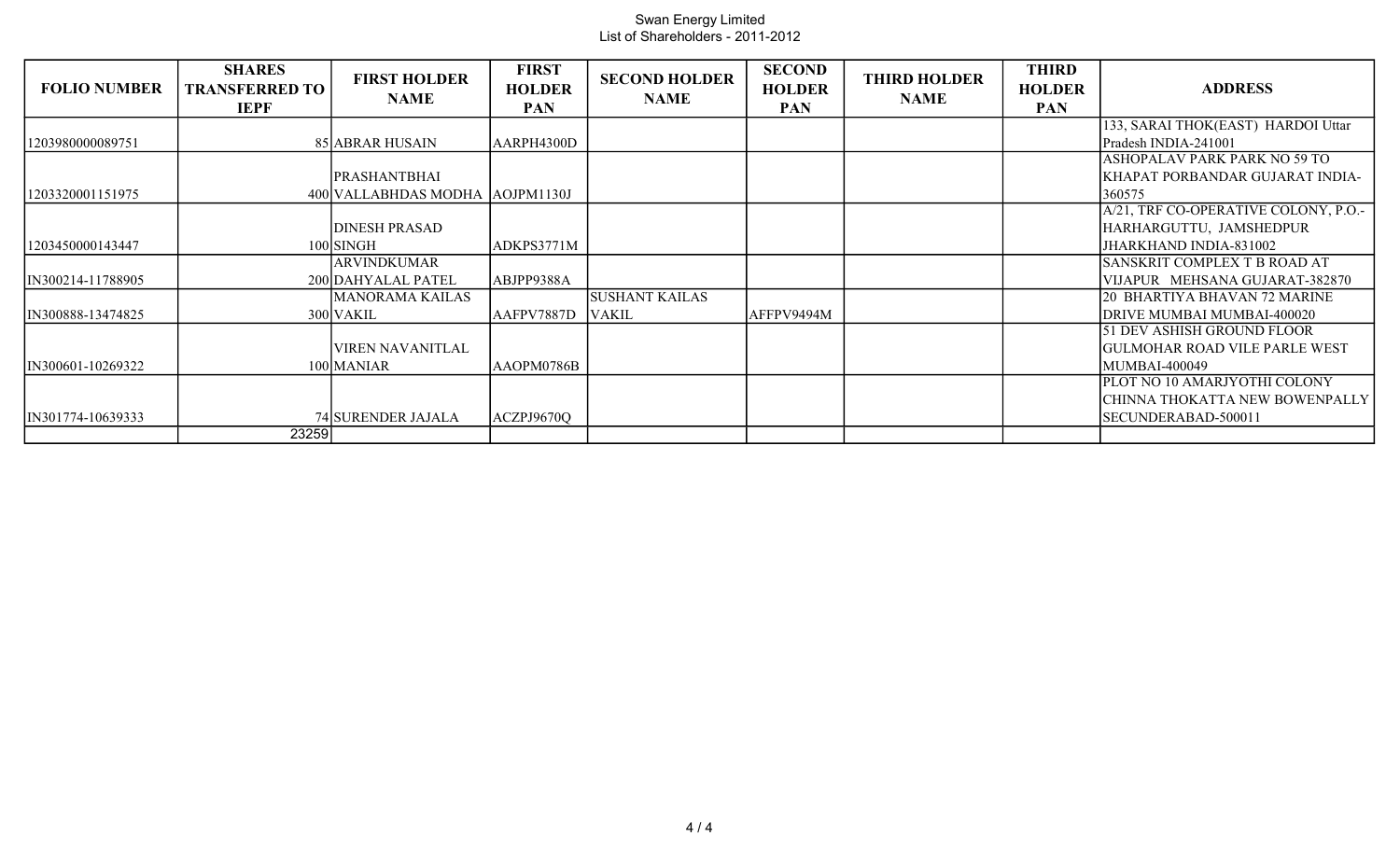Swan Energy Limited
List of Shareholders - 2011-2012

| FOLIO NUMBER | SHARES TRANSFERRED TO IEPF | FIRST HOLDER NAME | FIRST HOLDER PAN | SECOND HOLDER NAME | SECOND HOLDER PAN | THIRD HOLDER NAME | THIRD HOLDER PAN | ADDRESS |
|---|---|---|---|---|---|---|---|---|
| 1203980000089751 | 85 | ABRAR HUSAIN | AARPH4300D | | | | | 133, SARAI THOK(EAST) HARDOI Uttar Pradesh INDIA-241001 |
| 1203320001151975 | 400 | PRASHANTBHAI VALLABHDAS MODHA | AOJPM1130J | | | | | ASHOPALAV PARK PARK NO 59 TO KHAPAT PORBANDAR GUJARAT INDIA-360575 |
| 1203450000143447 | 100 | DINESH PRASAD SINGH | ADKPS3771M | | | | | A/21, TRF CO-OPERATIVE COLONY, P.O.- HARHARGUTTU, JAMSHEDPUR JHARKHAND INDIA-831002 |
| IN300214-11788905 | 200 | ARVINDKUMAR DAHYALAL PATEL | ABJPP9388A | | | | | SANSKRIT COMPLEX T B ROAD AT VIJAPUR MEHSANA GUJARAT-382870 |
| IN300888-13474825 | 300 | MANORAMA KAILAS VAKIL | AAFPV7887D | SUSHANT KAILAS VAKIL | AFFPV9494M | | | 20 BHARTIYA BHAVAN 72 MARINE DRIVE MUMBAI MUMBAI-400020 |
| IN300601-10269322 | 100 | VIREN NAVANITLAL MANIAR | AAOPM0786B | | | | | 51 DEV ASHISH GROUND FLOOR GULMOHAR ROAD VILE PARLE WEST MUMBAI-400049 |
| IN301774-10639333 | 74 | SURENDER JAJALA | ACZPJ9670Q | | | | | PLOT NO 10 AMARJYOTHI COLONY CHINNA THOKATTA NEW BOWENPALLY SECUNDERABAD-500011 |
| | 23259 | | | | | | | |